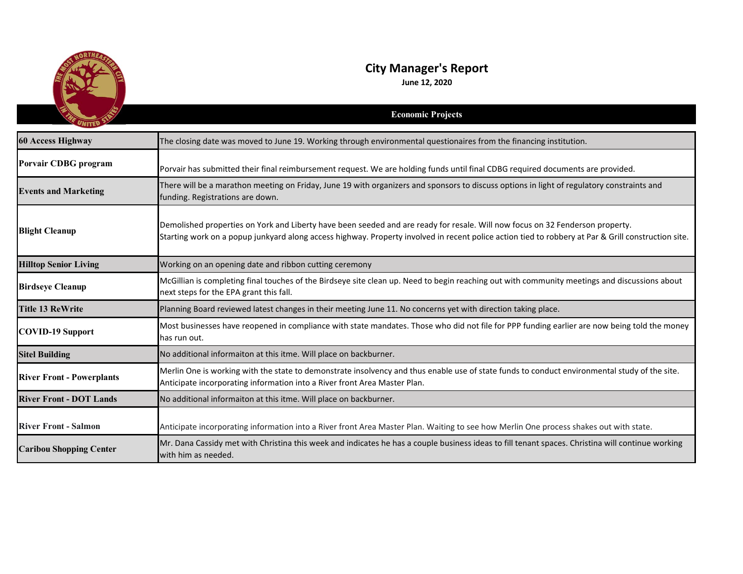# City Manager's Report

**June 12, 2020**

## Economic Projects

| | |
|---|---|
| **60 Access Highway** | The closing date was moved to June 19. Working through environmental questionaires from the financing institution. |
| **Porvair CDBG program** | Porvair has submitted their final reimbursement request. We are holding funds until final CDBG required documents are provided. |
| **Events and Marketing** | There will be a marathon meeting on Friday, June 19 with organizers and sponsors to discuss options in light of regulatory constraints and funding. Registrations are down. |
| **Blight Cleanup** | Demolished properties on York and Liberty have been seeded and are ready for resale. Will now focus on 32 Fenderson property.<br>Starting work on a popup junkyard along access highway. Property involved in recent police action tied to robbery at Par & Grill construction site. |
| **Hilltop Senior Living** | Working on an opening date and ribbon cutting ceremony |
| **Birdseye Cleanup** | McGillian is completing final touches of the Birdseye site clean up. Need to begin reaching out with community meetings and discussions about next steps for the EPA grant this fall. |
| **Title 13 ReWrite** | Planning Board reviewed latest changes in their meeting June 11. No concerns yet with direction taking place. |
| **COVID-19 Support** | Most businesses have reopened in compliance with state mandates. Those who did not file for PPP funding earlier are now being told the money has run out. |
| **Sitel Building** | No additional informaiton at this itme. Will place on backburner. |
| **River Front - Powerplants** | Merlin One is working with the state to demonstrate insolvency and thus enable use of state funds to conduct environmental study of the site. Anticipate incorporating information into a River front Area Master Plan. |
| **River Front - DOT Lands** | No additional informaiton at this itme. Will place on backburner. |
| **River Front - Salmon** | Anticipate incorporating information into a River front Area Master Plan. Waiting to see how Merlin One process shakes out with state. |
| **Caribou Shopping Center** | Mr. Dana Cassidy met with Christina this week and indicates he has a couple business ideas to fill tenant spaces. Christina will continue working with him as needed. |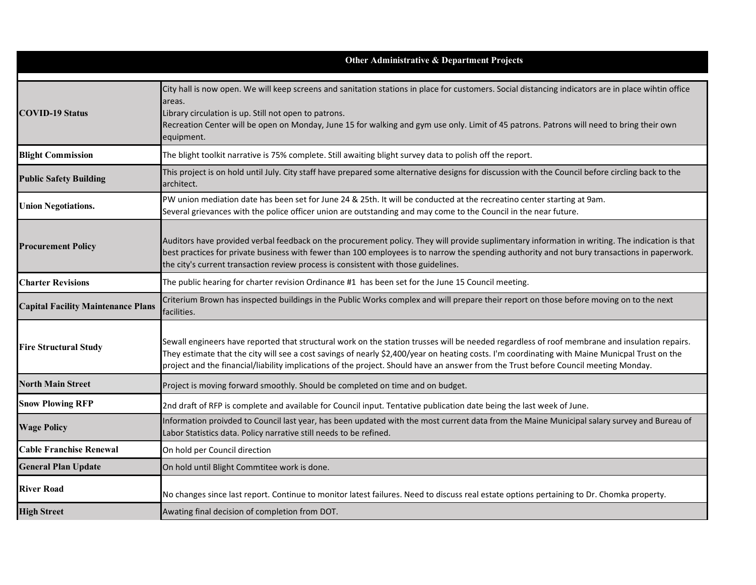| Other Administrative & Department Projects | |
|---|---|
| **COVID-19 Status** | City hall is now open. We will keep screens and sanitation stations in place for customers. Social distancing indicators are in place wihtin office areas.<br>Library circulation is up. Still not open to patrons.<br>Recreation Center will be open on Monday, June 15 for walking and gym use only. Limit of 45 patrons. Patrons will need to bring their own equipment. |
| **Blight Commission** | The blight toolkit narrative is 75% complete. Still awaiting blight survey data to polish off the report. |
| **Public Safety Building** | This project is on hold until July. City staff have prepared some alternative designs for discussion with the Council before circling back to the architect. |
| **Union Negotiations.** | PW union mediation date has been set for June 24 & 25th. It will be conducted at the recreatino center starting at 9am.<br>Several grievances with the police officer union are outstanding and may come to the Council in the near future. |
| **Procurement Policy** | Auditors have provided verbal feedback on the procurement policy. They will provide suplimentary information in writing. The indication is that best practices for private business with fewer than 100 employees is to narrow the spending authority and not bury transactions in paperwork. the city's current transaction review process is consistent with those guidelines. |
| **Charter Revisions** | The public hearing for charter revision Ordinance #1 has been set for the June 15 Council meeting. |
| **Capital Facility Maintenance Plans** | Criterium Brown has inspected buildings in the Public Works complex and will prepare their report on those before moving on to the next facilities. |
| **Fire Structural Study** | Sewall engineers have reported that structural work on the station trusses will be needed regardless of roof membrane and insulation repairs. They estimate that the city will see a cost savings of nearly $2,400/year on heating costs. I'm coordinating with Maine Municpal Trust on the project and the financial/liability implications of the project. Should have an answer from the Trust before Council meeting Monday. |
| **North Main Street** | Project is moving forward smoothly. Should be completed on time and on budget. |
| **Snow Plowing RFP** | 2nd draft of RFP is complete and available for Council input. Tentative publication date being the last week of June. |
| **Wage Policy** | Information proivded to Council last year, has been updated with the most current data from the Maine Municipal salary survey and Bureau of Labor Statistics data. Policy narrative still needs to be refined. |
| **Cable Franchise Renewal** | On hold per Council direction |
| **General Plan Update** | On hold until Blight Commtitee work is done. |
| **River Road** | No changes since last report. Continue to monitor latest failures. Need to discuss real estate options pertaining to Dr. Chomka property. |
| **High Street** | Awating final decision of completion from DOT. |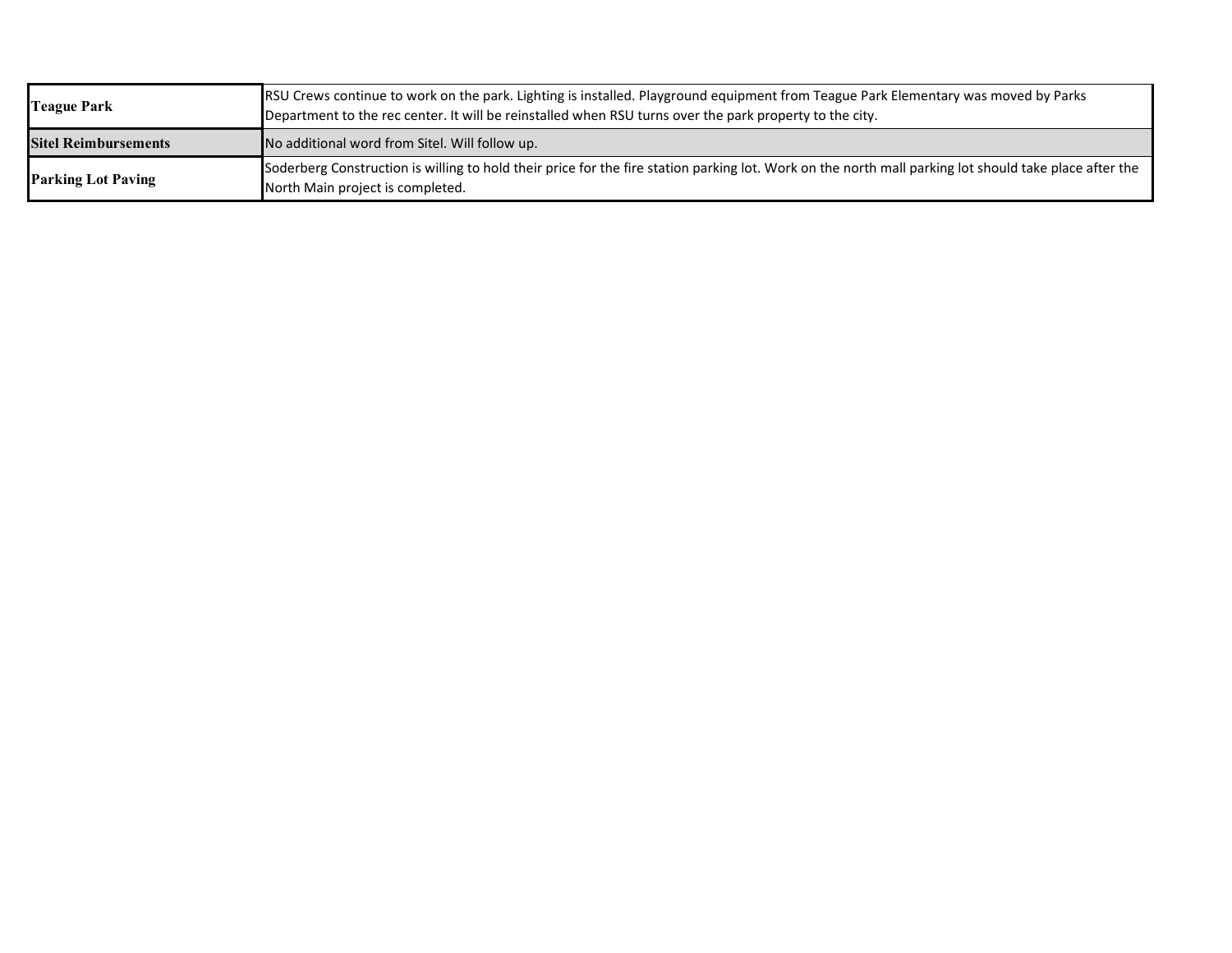| | |
|---|---|
| **Teague Park** | RSU Crews continue to work on the park. Lighting is installed. Playground equipment from Teague Park Elementary was moved by Parks Department to the rec center. It will be reinstalled when RSU turns over the park property to the city. |
| **Sitel Reimbursements** | No additional word from Sitel. Will follow up. |
| **Parking Lot Paving** | Soderberg Construction is willing to hold their price for the fire station parking lot. Work on the north mall parking lot should take place after the North Main project is completed. |